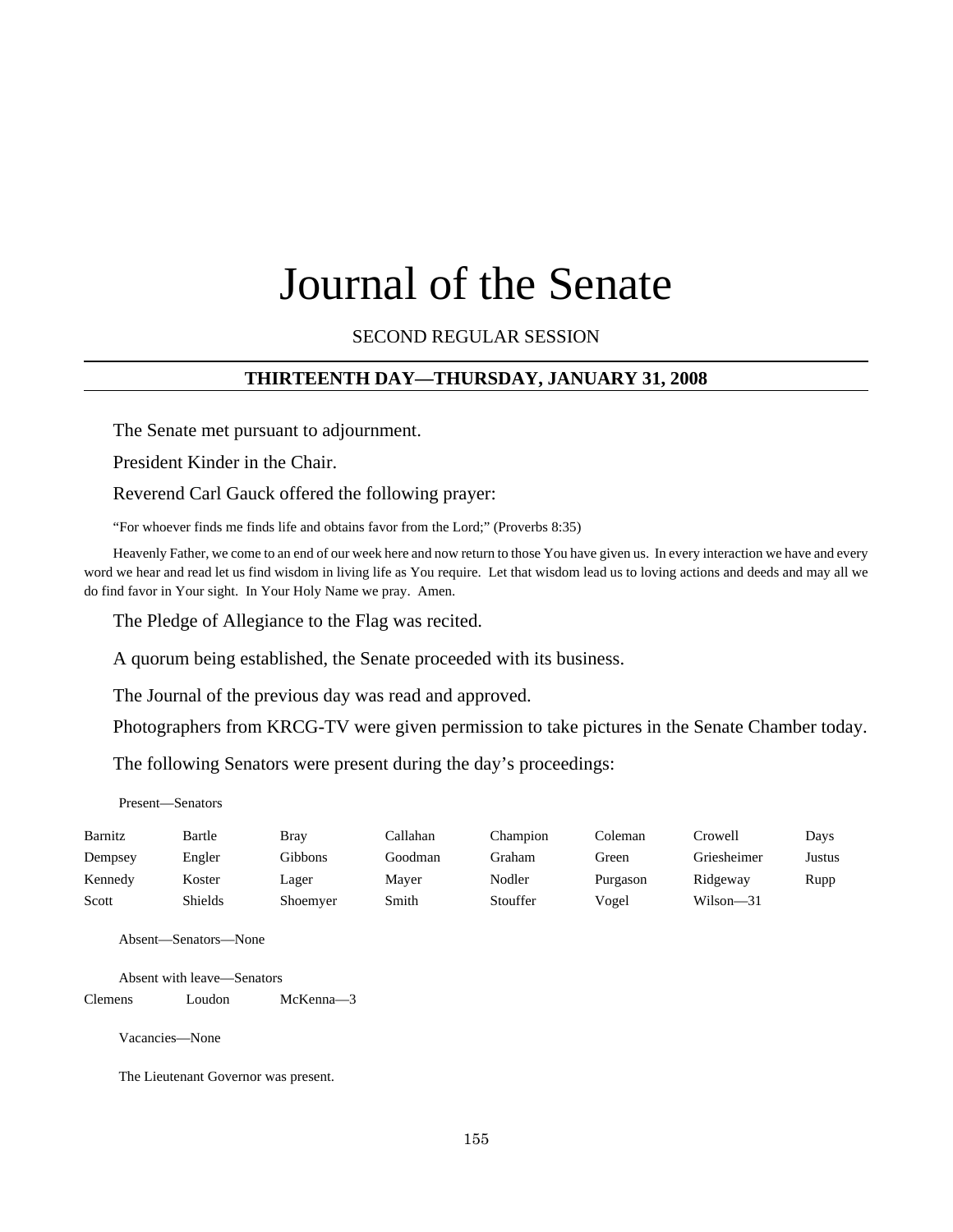# Journal of the Senate

SECOND REGULAR SESSION

## THIRTEENTH DAY—THURSDAY, JANUARY 31, 2008

The Senate met pursuant to adjournment.

President Kinder in the Chair.

Reverend Carl Gauck offered the following prayer:

"For whoever finds me finds life and obtains favor from the Lord;" (Proverbs 8:35)

Heavenly Father, we come to an end of our week here and now return to those You have given us. In every interaction we have and every word we hear and read let us find wisdom in living life as You require. Let that wisdom lead us to loving actions and deeds and may all we do find favor in Your sight. In Your Holy Name we pray. Amen.

The Pledge of Allegiance to the Flag was recited.

A quorum being established, the Senate proceeded with its business.

The Journal of the previous day was read and approved.

Photographers from KRCG-TV were given permission to take pictures in the Senate Chamber today.

The following Senators were present during the day's proceedings:

Present—Senators

| | | | | | | | |
|---|---|---|---|---|---|---|---|
| Barnitz | Bartle | Bray | Callahan | Champion | Coleman | Crowell | Days |
| Dempsey | Engler | Gibbons | Goodman | Graham | Green | Griesheimer | Justus |
| Kennedy | Koster | Lager | Mayer | Nodler | Purgason | Ridgeway | Rupp |
| Scott | Shields | Shoemyer | Smith | Stouffer | Vogel | Wilson—31 | |

Absent—Senators—None

Absent with leave—Senators

| | | |
|---|---|---|
| Clemens | Loudon | McKenna—3 |

Vacancies—None

The Lieutenant Governor was present.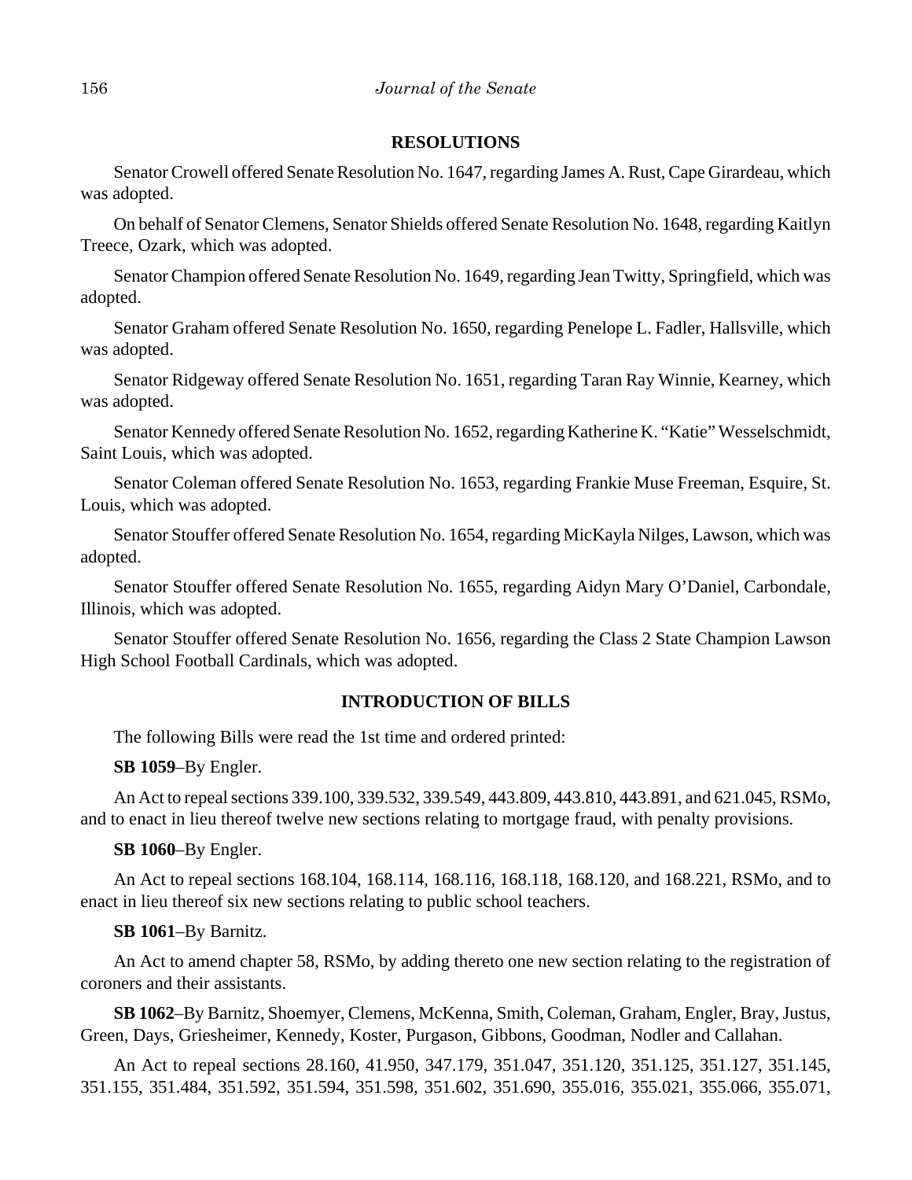## RESOLUTIONS

Senator Crowell offered Senate Resolution No. 1647, regarding James A. Rust, Cape Girardeau, which was adopted.

On behalf of Senator Clemens, Senator Shields offered Senate Resolution No. 1648, regarding Kaitlyn Treece, Ozark, which was adopted.

Senator Champion offered Senate Resolution No. 1649, regarding Jean Twitty, Springfield, which was adopted.

Senator Graham offered Senate Resolution No. 1650, regarding Penelope L. Fadler, Hallsville, which was adopted.

Senator Ridgeway offered Senate Resolution No. 1651, regarding Taran Ray Winnie, Kearney, which was adopted.

Senator Kennedy offered Senate Resolution No. 1652, regarding Katherine K. "Katie" Wesselschmidt, Saint Louis, which was adopted.

Senator Coleman offered Senate Resolution No. 1653, regarding Frankie Muse Freeman, Esquire, St. Louis, which was adopted.

Senator Stouffer offered Senate Resolution No. 1654, regarding MicKayla Nilges, Lawson, which was adopted.

Senator Stouffer offered Senate Resolution No. 1655, regarding Aidyn Mary O'Daniel, Carbondale, Illinois, which was adopted.

Senator Stouffer offered Senate Resolution No. 1656, regarding the Class 2 State Champion Lawson High School Football Cardinals, which was adopted.

## INTRODUCTION OF BILLS

The following Bills were read the 1st time and ordered printed:

**SB 1059**–By Engler.

An Act to repeal sections 339.100, 339.532, 339.549, 443.809, 443.810, 443.891, and 621.045, RSMo, and to enact in lieu thereof twelve new sections relating to mortgage fraud, with penalty provisions.

**SB 1060**–By Engler.

An Act to repeal sections 168.104, 168.114, 168.116, 168.118, 168.120, and 168.221, RSMo, and to enact in lieu thereof six new sections relating to public school teachers.

**SB 1061**–By Barnitz.

An Act to amend chapter 58, RSMo, by adding thereto one new section relating to the registration of coroners and their assistants.

**SB 1062**–By Barnitz, Shoemyer, Clemens, McKenna, Smith, Coleman, Graham, Engler, Bray, Justus, Green, Days, Griesheimer, Kennedy, Koster, Purgason, Gibbons, Goodman, Nodler and Callahan.

An Act to repeal sections 28.160, 41.950, 347.179, 351.047, 351.120, 351.125, 351.127, 351.145, 351.155, 351.484, 351.592, 351.594, 351.598, 351.602, 351.690, 355.016, 355.021, 355.066, 355.071,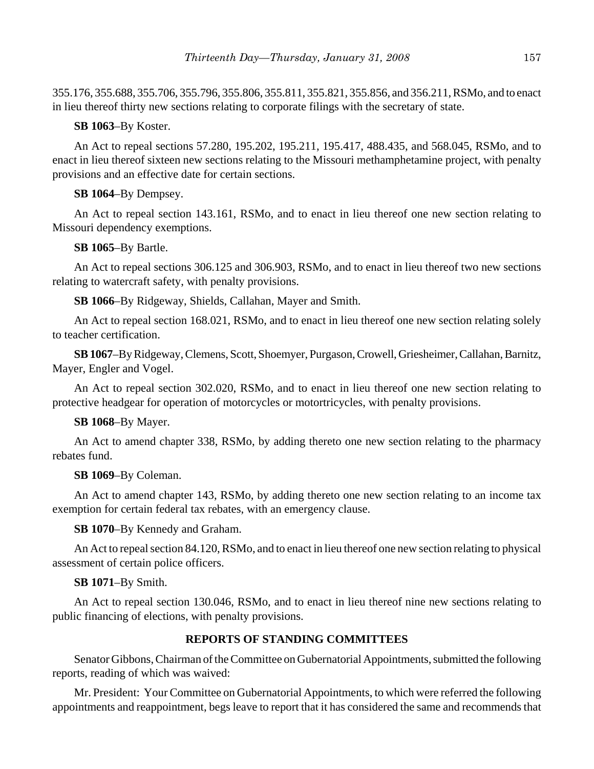355.176, 355.688, 355.706, 355.796, 355.806, 355.811, 355.821, 355.856, and 356.211, RSMo, and to enact in lieu thereof thirty new sections relating to corporate filings with the secretary of state.

**SB 1063**–By Koster.

An Act to repeal sections 57.280, 195.202, 195.211, 195.417, 488.435, and 568.045, RSMo, and to enact in lieu thereof sixteen new sections relating to the Missouri methamphetamine project, with penalty provisions and an effective date for certain sections.

**SB 1064**–By Dempsey.

An Act to repeal section 143.161, RSMo, and to enact in lieu thereof one new section relating to Missouri dependency exemptions.

**SB 1065**–By Bartle.

An Act to repeal sections 306.125 and 306.903, RSMo, and to enact in lieu thereof two new sections relating to watercraft safety, with penalty provisions.

**SB 1066**–By Ridgeway, Shields, Callahan, Mayer and Smith.

An Act to repeal section 168.021, RSMo, and to enact in lieu thereof one new section relating solely to teacher certification.

**SB 1067**–By Ridgeway, Clemens, Scott, Shoemyer, Purgason, Crowell, Griesheimer, Callahan, Barnitz, Mayer, Engler and Vogel.

An Act to repeal section 302.020, RSMo, and to enact in lieu thereof one new section relating to protective headgear for operation of motorcycles or motortricycles, with penalty provisions.

**SB 1068**–By Mayer.

An Act to amend chapter 338, RSMo, by adding thereto one new section relating to the pharmacy rebates fund.

**SB 1069**–By Coleman.

An Act to amend chapter 143, RSMo, by adding thereto one new section relating to an income tax exemption for certain federal tax rebates, with an emergency clause.

**SB 1070**–By Kennedy and Graham.

An Act to repeal section 84.120, RSMo, and to enact in lieu thereof one new section relating to physical assessment of certain police officers.

**SB 1071**–By Smith.

An Act to repeal section 130.046, RSMo, and to enact in lieu thereof nine new sections relating to public financing of elections, with penalty provisions.

## REPORTS OF STANDING COMMITTEES

Senator Gibbons, Chairman of the Committee on Gubernatorial Appointments, submitted the following reports, reading of which was waived:

Mr. President: Your Committee on Gubernatorial Appointments, to which were referred the following appointments and reappointment, begs leave to report that it has considered the same and recommends that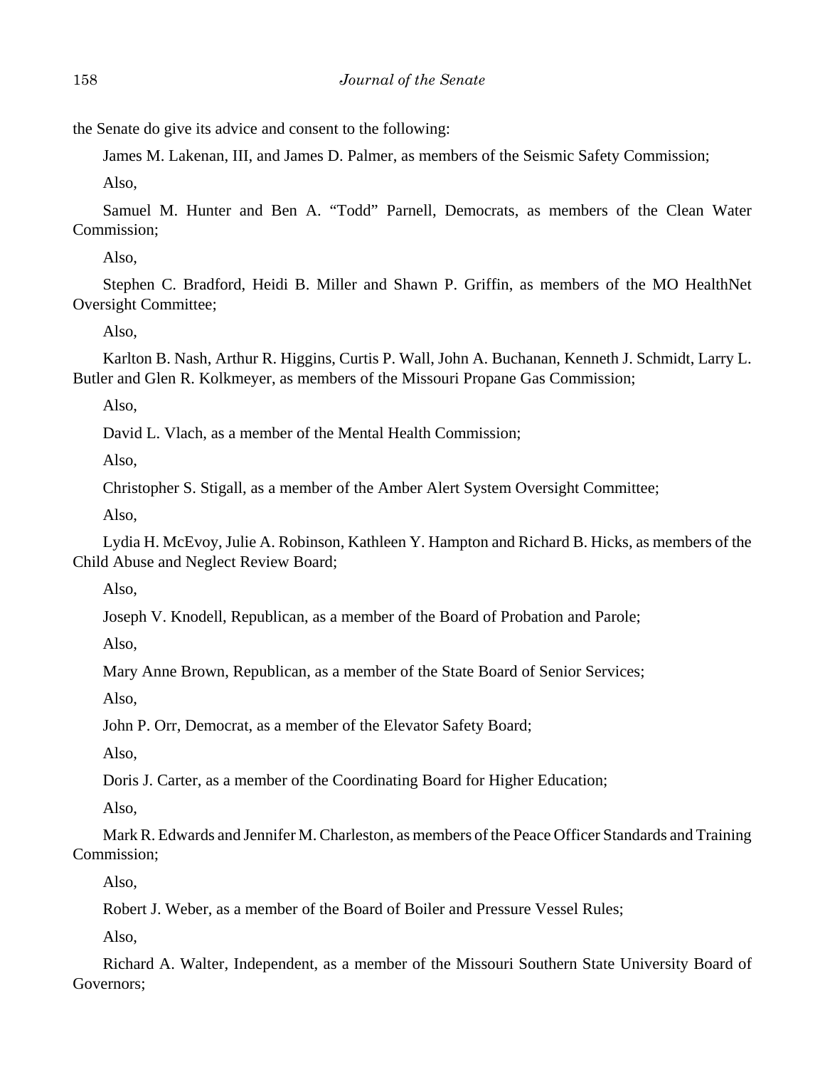the Senate do give its advice and consent to the following:

James M. Lakenan, III, and James D. Palmer, as members of the Seismic Safety Commission;

Also,

Samuel M. Hunter and Ben A. "Todd" Parnell, Democrats, as members of the Clean Water Commission;

Also,

Stephen C. Bradford, Heidi B. Miller and Shawn P. Griffin, as members of the MO HealthNet Oversight Committee;

Also,

Karlton B. Nash, Arthur R. Higgins, Curtis P. Wall, John A. Buchanan, Kenneth J. Schmidt, Larry L. Butler and Glen R. Kolkmeyer, as members of the Missouri Propane Gas Commission;

Also,

David L. Vlach, as a member of the Mental Health Commission;

Also,

Christopher S. Stigall, as a member of the Amber Alert System Oversight Committee;

Also,

Lydia H. McEvoy, Julie A. Robinson, Kathleen Y. Hampton and Richard B. Hicks, as members of the Child Abuse and Neglect Review Board;

Also,

Joseph V. Knodell, Republican, as a member of the Board of Probation and Parole;

Also,

Mary Anne Brown, Republican, as a member of the State Board of Senior Services;

Also,

John P. Orr, Democrat, as a member of the Elevator Safety Board;

Also,

Doris J. Carter, as a member of the Coordinating Board for Higher Education;

Also,

Mark R. Edwards and Jennifer M. Charleston, as members of the Peace Officer Standards and Training Commission;

Also,

Robert J. Weber, as a member of the Board of Boiler and Pressure Vessel Rules;

Also,

Richard A. Walter, Independent, as a member of the Missouri Southern State University Board of Governors;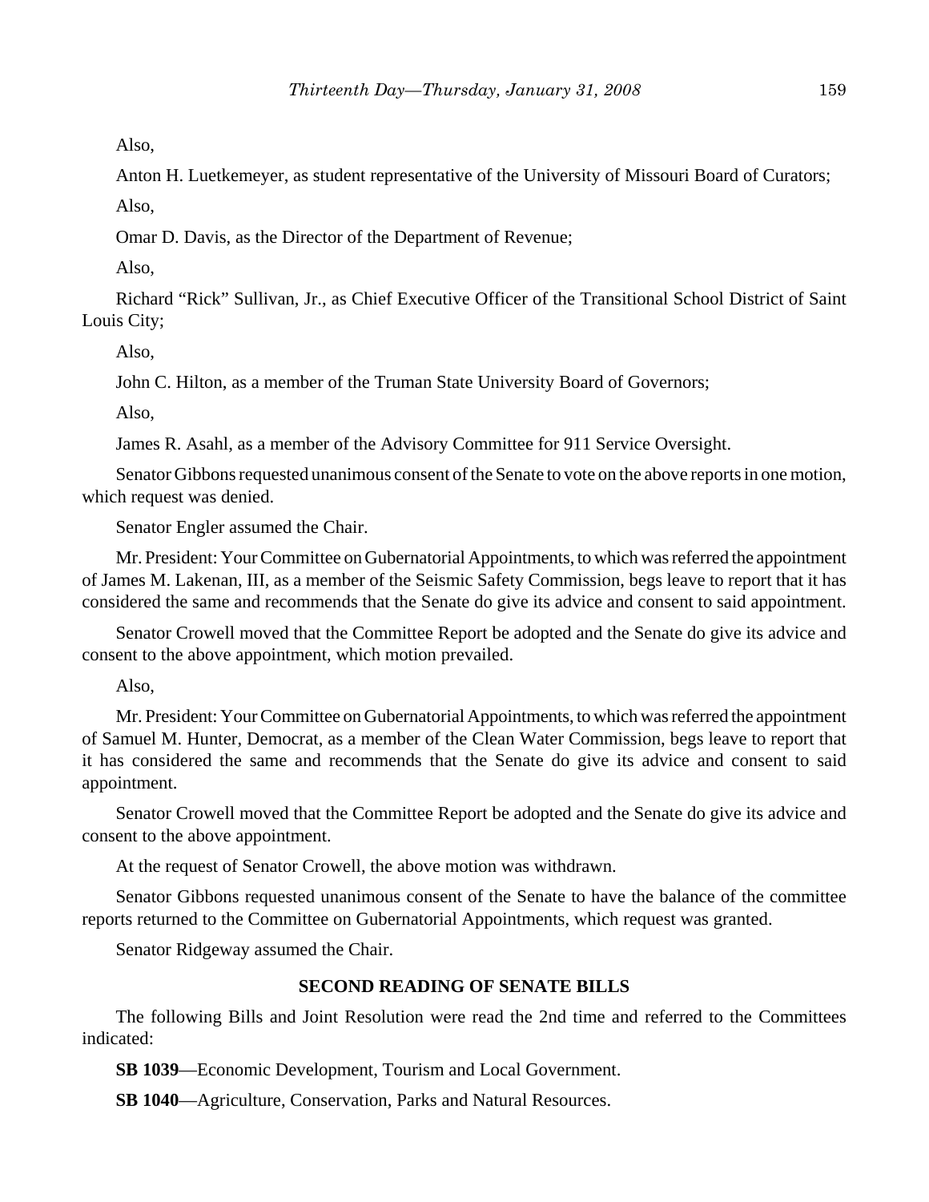Also,

Anton H. Luetkemeyer, as student representative of the University of Missouri Board of Curators;

Also,

Omar D. Davis, as the Director of the Department of Revenue;

Also,

Richard "Rick" Sullivan, Jr., as Chief Executive Officer of the Transitional School District of Saint Louis City;

Also,

John C. Hilton, as a member of the Truman State University Board of Governors;

Also,

James R. Asahl, as a member of the Advisory Committee for 911 Service Oversight.

Senator Gibbons requested unanimous consent of the Senate to vote on the above reports in one motion, which request was denied.

Senator Engler assumed the Chair.

Mr. President: Your Committee on Gubernatorial Appointments, to which was referred the appointment of James M. Lakenan, III, as a member of the Seismic Safety Commission, begs leave to report that it has considered the same and recommends that the Senate do give its advice and consent to said appointment.

Senator Crowell moved that the Committee Report be adopted and the Senate do give its advice and consent to the above appointment, which motion prevailed.

Also,

Mr. President: Your Committee on Gubernatorial Appointments, to which was referred the appointment of Samuel M. Hunter, Democrat, as a member of the Clean Water Commission, begs leave to report that it has considered the same and recommends that the Senate do give its advice and consent to said appointment.

Senator Crowell moved that the Committee Report be adopted and the Senate do give its advice and consent to the above appointment.

At the request of Senator Crowell, the above motion was withdrawn.

Senator Gibbons requested unanimous consent of the Senate to have the balance of the committee reports returned to the Committee on Gubernatorial Appointments, which request was granted.

Senator Ridgeway assumed the Chair.

## SECOND READING OF SENATE BILLS

The following Bills and Joint Resolution were read the 2nd time and referred to the Committees indicated:

**SB 1039**—Economic Development, Tourism and Local Government.

**SB 1040**—Agriculture, Conservation, Parks and Natural Resources.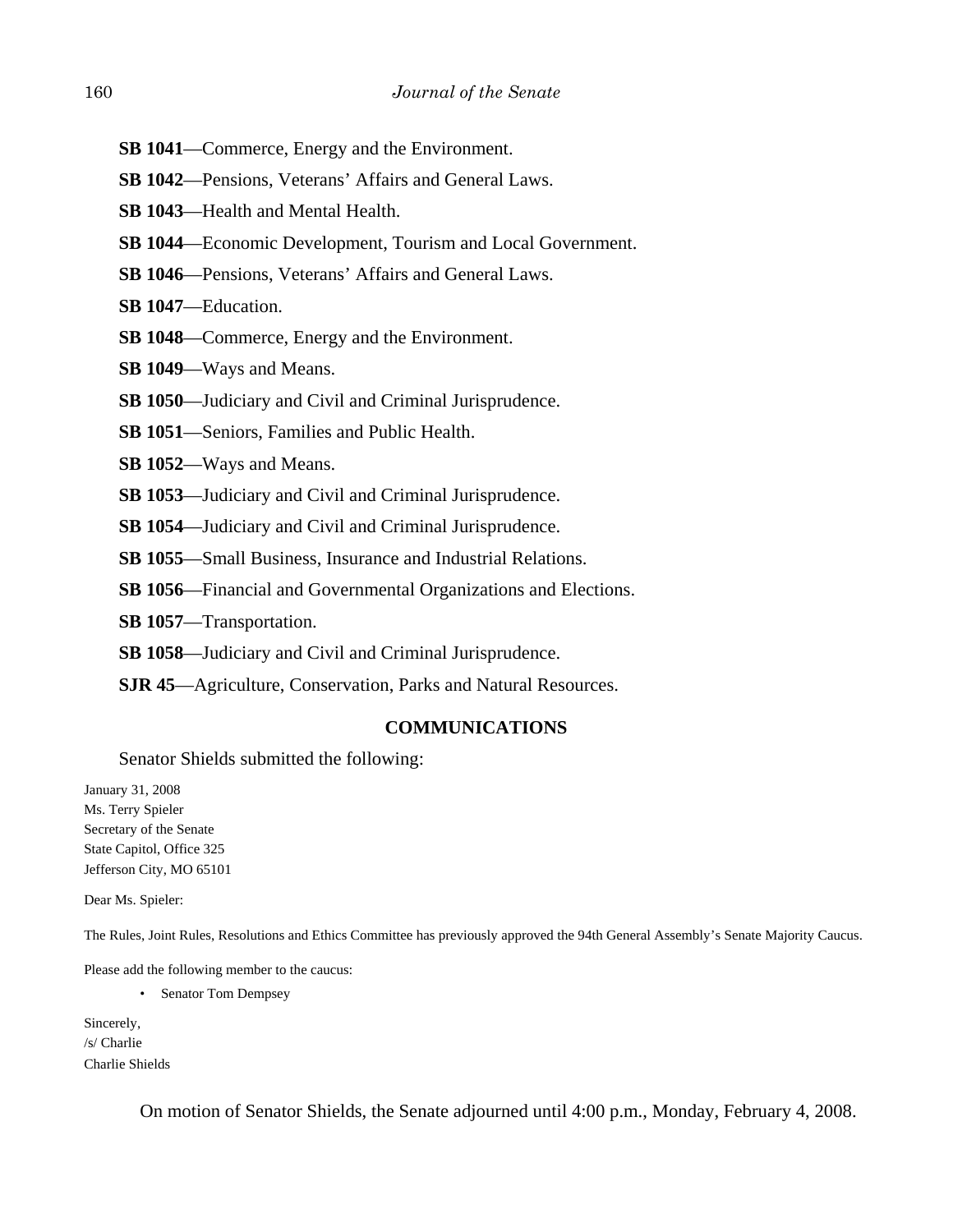**SB 1041**—Commerce, Energy and the Environment.

**SB 1042**—Pensions, Veterans' Affairs and General Laws.

**SB 1043**—Health and Mental Health.

**SB 1044**—Economic Development, Tourism and Local Government.

**SB 1046**—Pensions, Veterans' Affairs and General Laws.

**SB 1047**—Education.

**SB 1048**—Commerce, Energy and the Environment.

**SB 1049**—Ways and Means.

**SB 1050**—Judiciary and Civil and Criminal Jurisprudence.

**SB 1051**—Seniors, Families and Public Health.

**SB 1052**—Ways and Means.

**SB 1053**—Judiciary and Civil and Criminal Jurisprudence.

**SB 1054**—Judiciary and Civil and Criminal Jurisprudence.

**SB 1055**—Small Business, Insurance and Industrial Relations.

**SB 1056**—Financial and Governmental Organizations and Elections.

**SB 1057**—Transportation.

**SB 1058**—Judiciary and Civil and Criminal Jurisprudence.

**SJR 45**—Agriculture, Conservation, Parks and Natural Resources.

## COMMUNICATIONS

Senator Shields submitted the following:

January 31, 2008
Ms. Terry Spieler
Secretary of the Senate
State Capitol, Office 325
Jefferson City, MO 65101

Dear Ms. Spieler:

The Rules, Joint Rules, Resolutions and Ethics Committee has previously approved the 94th General Assembly's Senate Majority Caucus.

Please add the following member to the caucus:

- Senator Tom Dempsey

Sincerely,
/s/ Charlie
Charlie Shields

On motion of Senator Shields, the Senate adjourned until 4:00 p.m., Monday, February 4, 2008.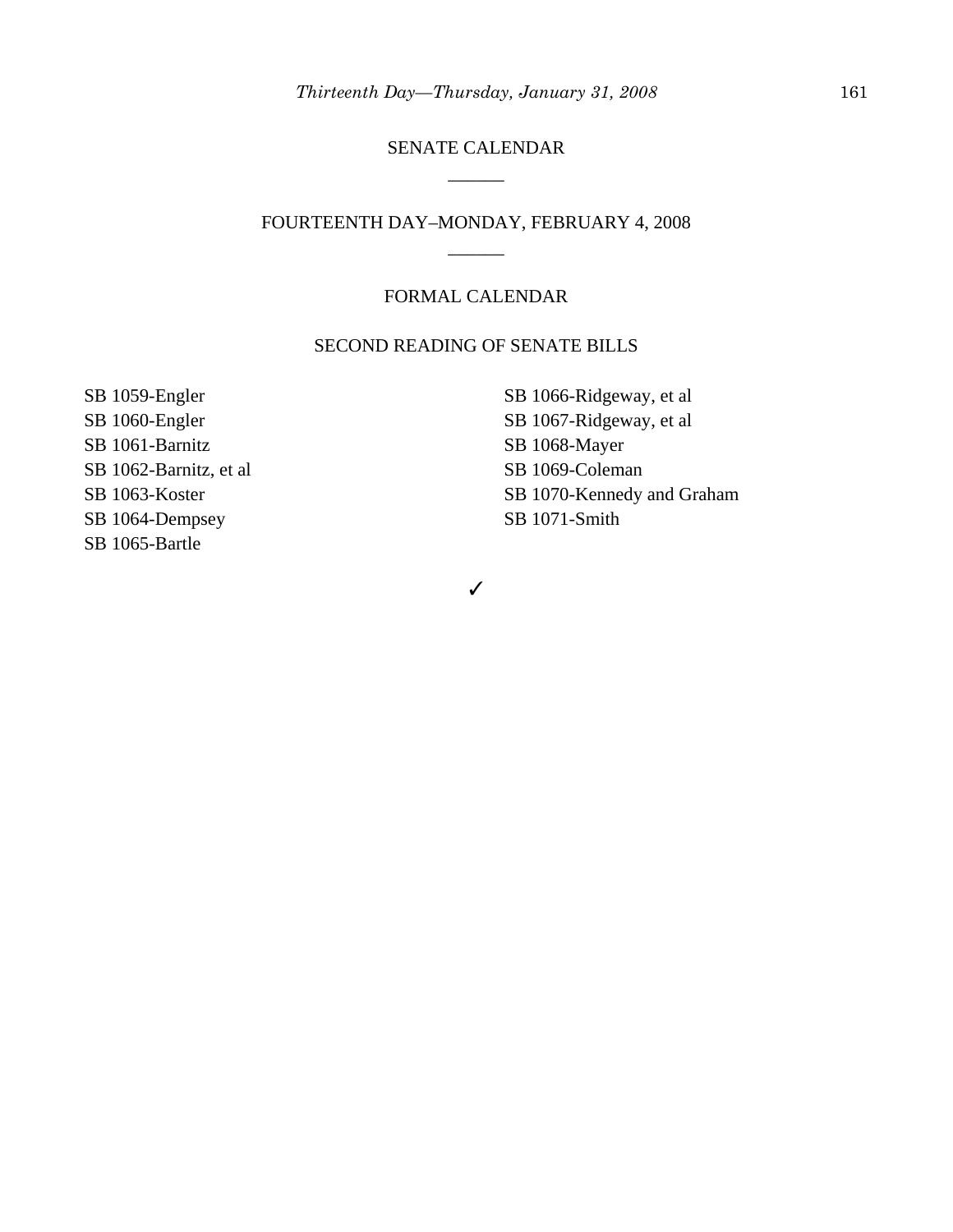## SENATE CALENDAR

______

## FOURTEENTH DAY–MONDAY, FEBRUARY 4, 2008

______

### FORMAL CALENDAR

### SECOND READING OF SENATE BILLS

SB 1059-Engler
SB 1060-Engler
SB 1061-Barnitz
SB 1062-Barnitz, et al
SB 1063-Koster
SB 1064-Dempsey
SB 1065-Bartle
SB 1066-Ridgeway, et al
SB 1067-Ridgeway, et al
SB 1068-Mayer
SB 1069-Coleman
SB 1070-Kennedy and Graham
SB 1071-Smith

✓